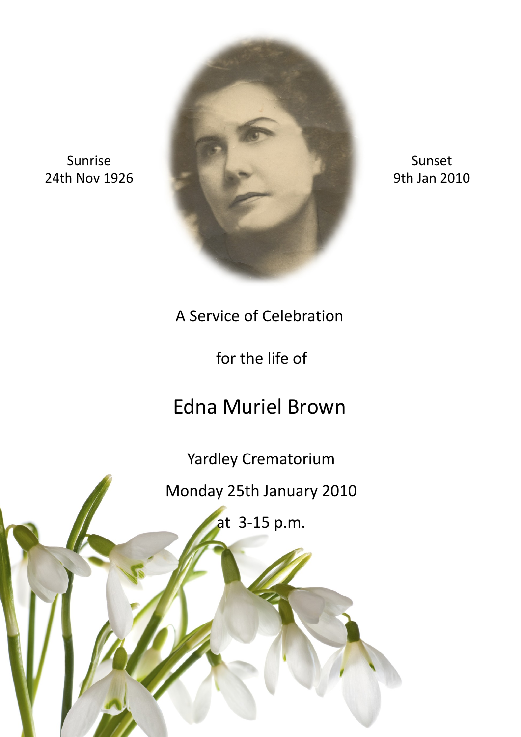Sunrise
24th Nov 1926

Sunset
9th Jan 2010

A Service of Celebration

for the life of

# Edna Muriel Brown

Yardley Crematorium

Monday 25th January 2010

at 3-15 p.m.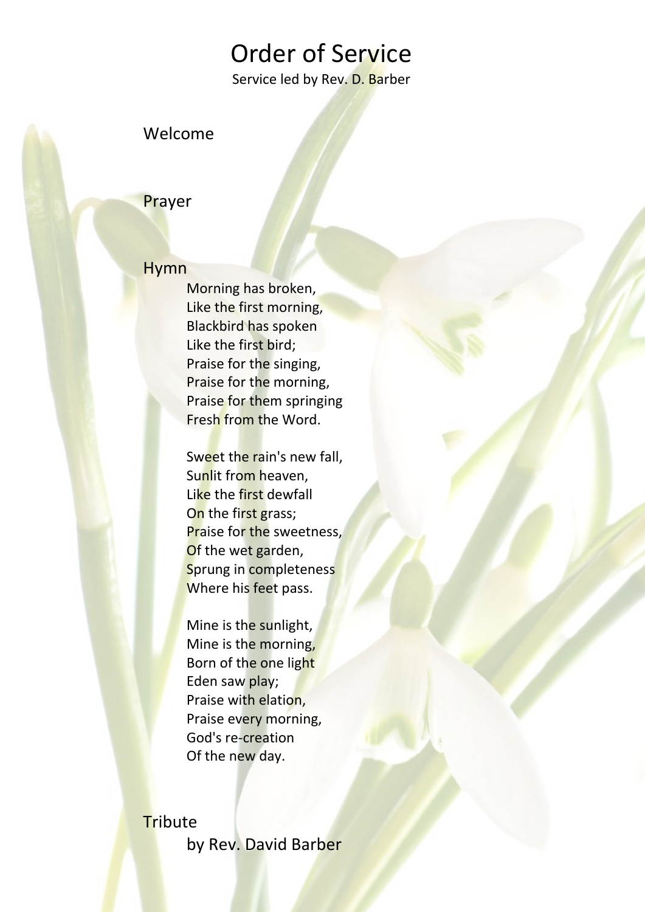# Order of Service

Service led by Rev. D. Barber

## Welcome

## Prayer

## Hymn

Morning has broken,
Like the first morning,
Blackbird has spoken
Like the first bird;
Praise for the singing,
Praise for the morning,
Praise for them springing
Fresh from the Word.

Sweet the rain's new fall,
Sunlit from heaven,
Like the first dewfall
On the first grass;
Praise for the sweetness,
Of the wet garden,
Sprung in completeness
Where his feet pass.

Mine is the sunlight,
Mine is the morning,
Born of the one light
Eden saw play;
Praise with elation,
Praise every morning,
God's re-creation
Of the new day.

## Tribute

by Rev. David Barber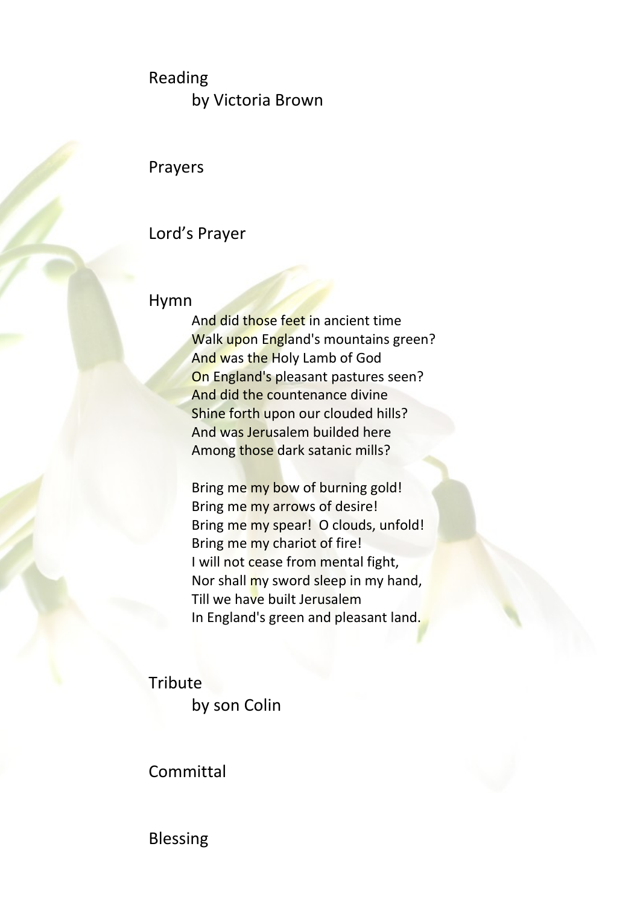## Reading

by Victoria Brown

## Prayers

## Lord's Prayer

## Hymn

And did those feet in ancient time  
Walk upon England's mountains green?  
And was the Holy Lamb of God  
On England's pleasant pastures seen?  
And did the countenance divine  
Shine forth upon our clouded hills?  
And was Jerusalem builded here  
Among those dark satanic mills?

Bring me my bow of burning gold!  
Bring me my arrows of desire!  
Bring me my spear!  O clouds, unfold!  
Bring me my chariot of fire!  
I will not cease from mental fight,  
Nor shall my sword sleep in my hand,  
Till we have built Jerusalem  
In England's green and pleasant land.

## Tribute

by son Colin

## Committal

## Blessing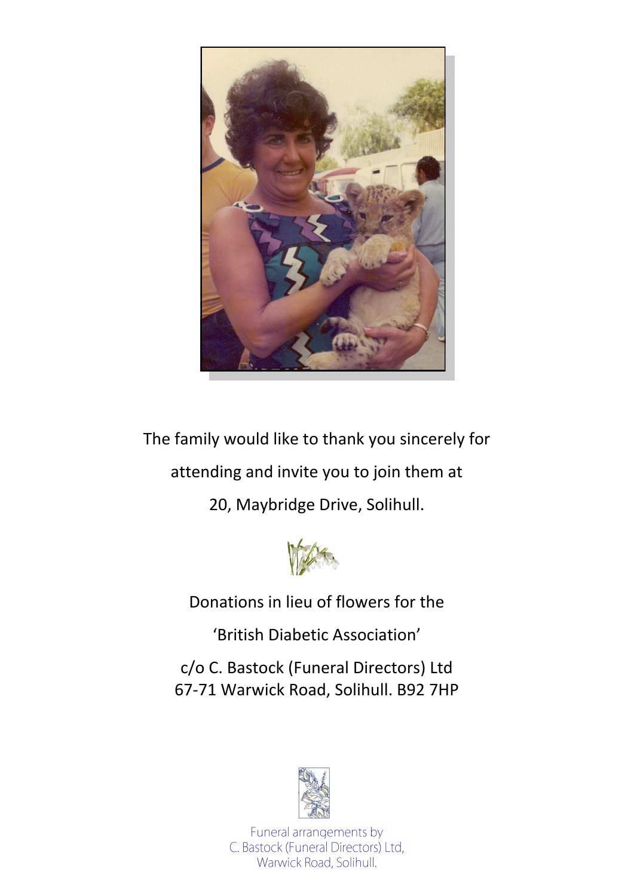The family would like to thank you sincerely for

attending and invite you to join them at

20, Maybridge Drive, Solihull.

Donations in lieu of flowers for the

'British Diabetic Association'

c/o C. Bastock (Funeral Directors) Ltd
67-71 Warwick Road, Solihull. B92 7HP

Funeral arrangements by
C. Bastock (Funeral Directors) Ltd,
Warwick Road, Solihull.